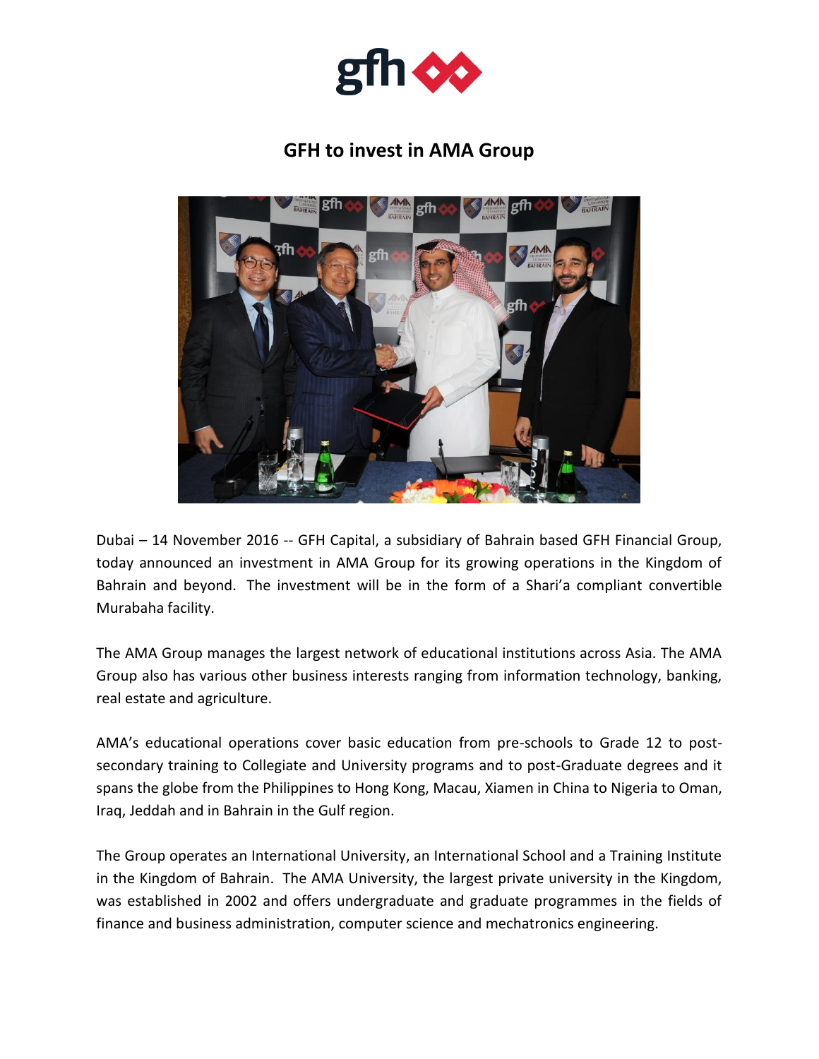# GFH to invest in AMA Group

Dubai – 14 November 2016 -- GFH Capital, a subsidiary of Bahrain based GFH Financial Group, today announced an investment in AMA Group for its growing operations in the Kingdom of Bahrain and beyond. The investment will be in the form of a Shari'a compliant convertible Murabaha facility.

The AMA Group manages the largest network of educational institutions across Asia. The AMA Group also has various other business interests ranging from information technology, banking, real estate and agriculture.

AMA's educational operations cover basic education from pre-schools to Grade 12 to post-secondary training to Collegiate and University programs and to post-Graduate degrees and it spans the globe from the Philippines to Hong Kong, Macau, Xiamen in China to Nigeria to Oman, Iraq, Jeddah and in Bahrain in the Gulf region.

The Group operates an International University, an International School and a Training Institute in the Kingdom of Bahrain. The AMA University, the largest private university in the Kingdom, was established in 2002 and offers undergraduate and graduate programmes in the fields of finance and business administration, computer science and mechatronics engineering.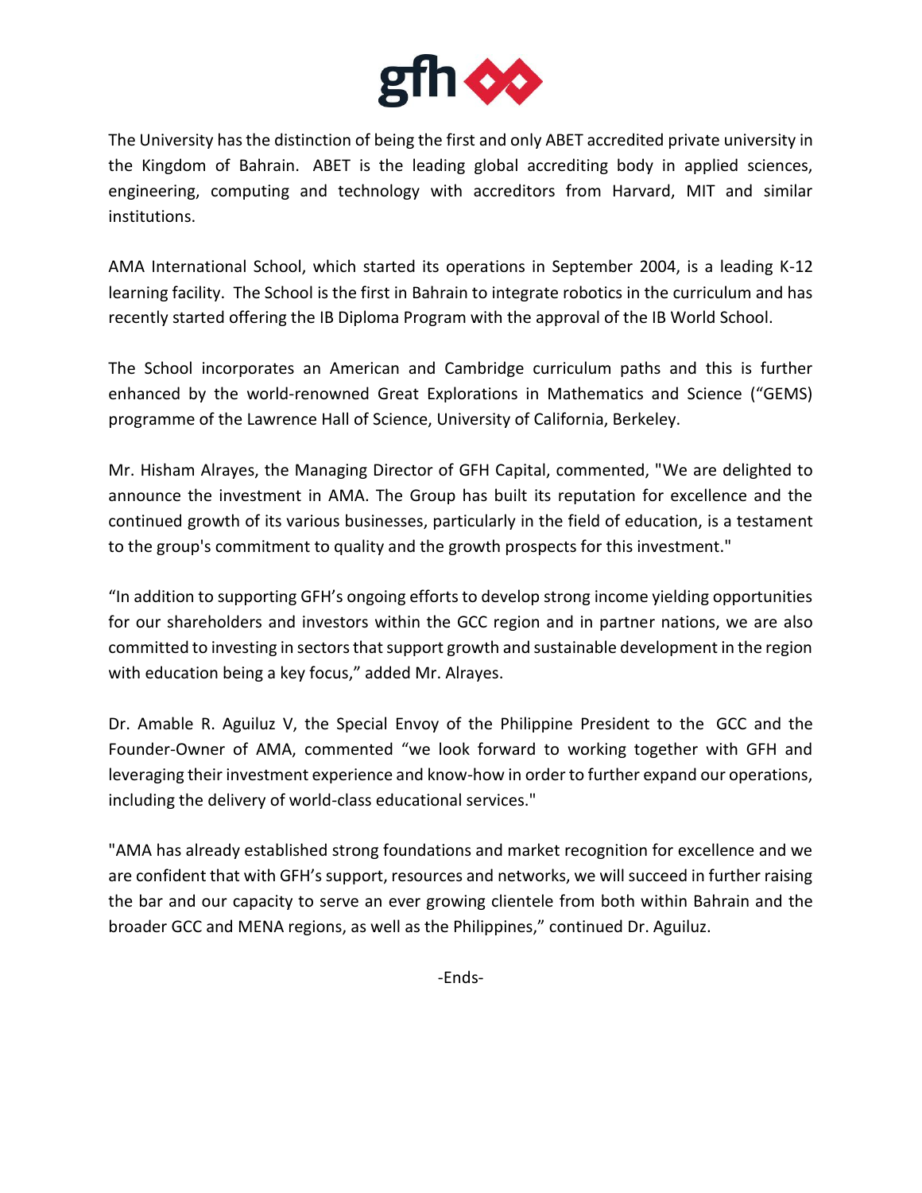The University has the distinction of being the first and only ABET accredited private university in the Kingdom of Bahrain. ABET is the leading global accrediting body in applied sciences, engineering, computing and technology with accreditors from Harvard, MIT and similar institutions.

AMA International School, which started its operations in September 2004, is a leading K-12 learning facility. The School is the first in Bahrain to integrate robotics in the curriculum and has recently started offering the IB Diploma Program with the approval of the IB World School.

The School incorporates an American and Cambridge curriculum paths and this is further enhanced by the world-renowned Great Explorations in Mathematics and Science ("GEMS) programme of the Lawrence Hall of Science, University of California, Berkeley.

Mr. Hisham Alrayes, the Managing Director of GFH Capital, commented, "We are delighted to announce the investment in AMA. The Group has built its reputation for excellence and the continued growth of its various businesses, particularly in the field of education, is a testament to the group's commitment to quality and the growth prospects for this investment."

"In addition to supporting GFH's ongoing efforts to develop strong income yielding opportunities for our shareholders and investors within the GCC region and in partner nations, we are also committed to investing in sectors that support growth and sustainable development in the region with education being a key focus," added Mr. Alrayes.

Dr. Amable R. Aguiluz V, the Special Envoy of the Philippine President to the GCC and the Founder-Owner of AMA, commented "we look forward to working together with GFH and leveraging their investment experience and know-how in order to further expand our operations, including the delivery of world-class educational services."

"AMA has already established strong foundations and market recognition for excellence and we are confident that with GFH's support, resources and networks, we will succeed in further raising the bar and our capacity to serve an ever growing clientele from both within Bahrain and the broader GCC and MENA regions, as well as the Philippines," continued Dr. Aguiluz.

-Ends-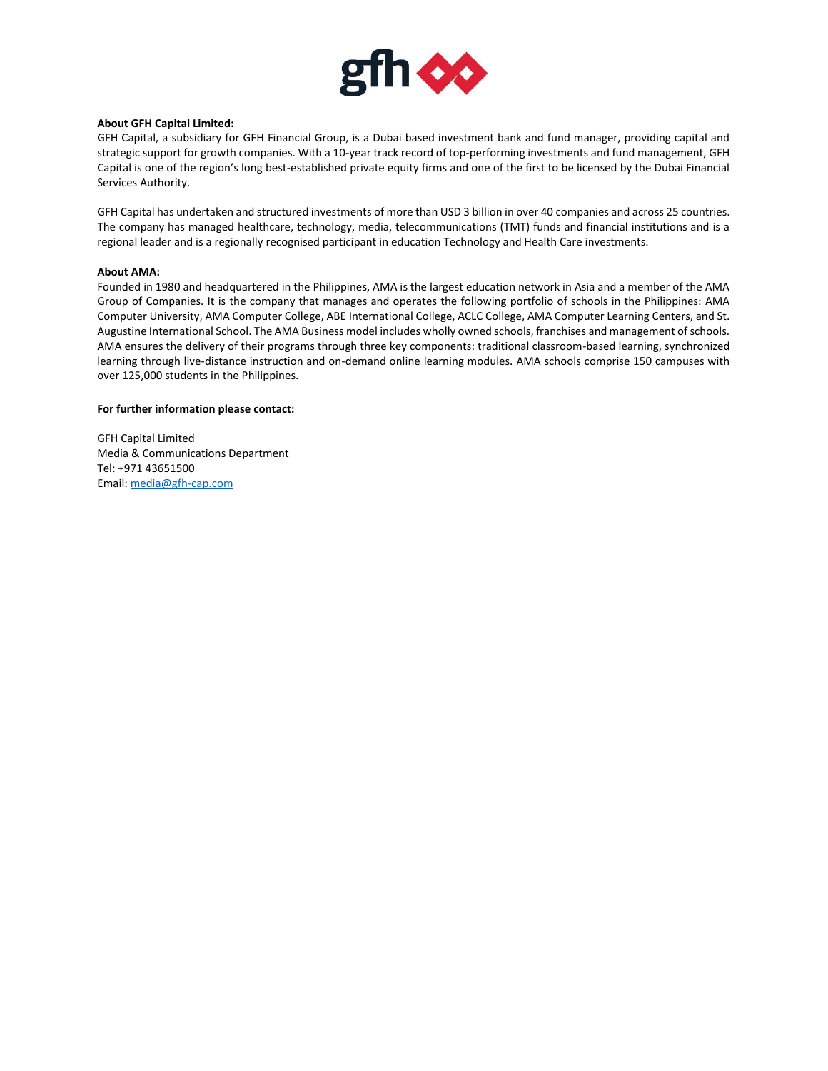**About GFH Capital Limited:**

GFH Capital, a subsidiary for GFH Financial Group, is a Dubai based investment bank and fund manager, providing capital and strategic support for growth companies. With a 10-year track record of top-performing investments and fund management, GFH Capital is one of the region's long best-established private equity firms and one of the first to be licensed by the Dubai Financial Services Authority.

GFH Capital has undertaken and structured investments of more than USD 3 billion in over 40 companies and across 25 countries. The company has managed healthcare, technology, media, telecommunications (TMT) funds and financial institutions and is a regional leader and is a regionally recognised participant in education Technology and Health Care investments.

**About AMA:**

Founded in 1980 and headquartered in the Philippines, AMA is the largest education network in Asia and a member of the AMA Group of Companies. It is the company that manages and operates the following portfolio of schools in the Philippines: AMA Computer University, AMA Computer College, ABE International College, ACLC College, AMA Computer Learning Centers, and St. Augustine International School. The AMA Business model includes wholly owned schools, franchises and management of schools. AMA ensures the delivery of their programs through three key components: traditional classroom-based learning, synchronized learning through live-distance instruction and on-demand online learning modules. AMA schools comprise 150 campuses with over 125,000 students in the Philippines.

**For further information please contact:**

GFH Capital Limited
Media & Communications Department
Tel: +971 43651500
Email: media@gfh-cap.com